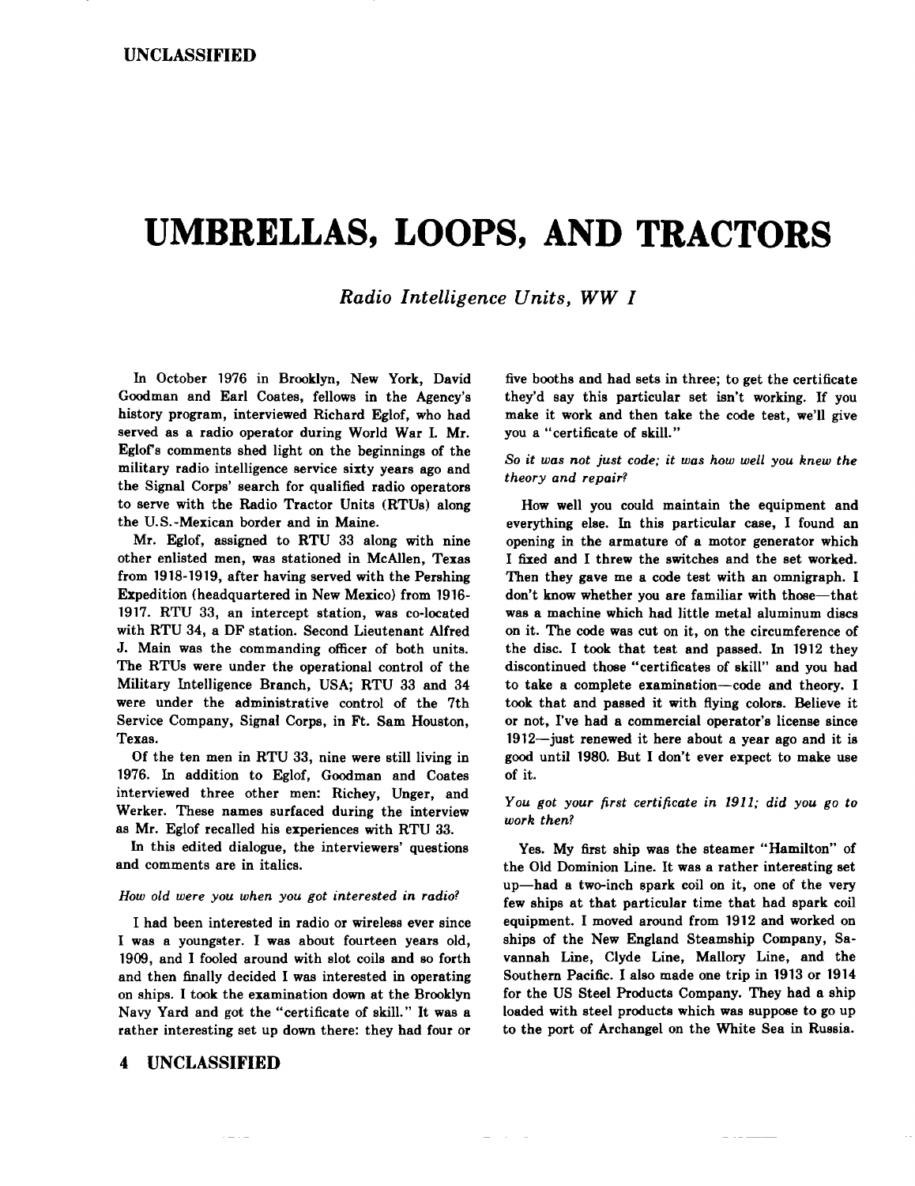# UMBRELLAS, LOOPS, AND TRACTORS

*Radio Intelligence Units, WW I*

In October 1976 in Brooklyn, New York, David Goodman and Earl Coates, fellows in the Agency's history program, interviewed Richard Eglof, who had served as a radio operator during World War I. Mr. Eglof's comments shed light on the beginnings of the military radio intelligence service sixty years ago and the Signal Corps' search for qualified radio operators to serve with the Radio Tractor Units (RTUs) along the U.S.-Mexican border and in Maine.

Mr. Eglof, assigned to RTU 33 along with nine other enlisted men, was stationed in McAllen, Texas from 1918-1919, after having served with the Pershing Expedition (headquartered in New Mexico) from 1916-1917. RTU 33, an intercept station, was co-located with RTU 34, a DF station. Second Lieutenant Alfred J. Main was the commanding officer of both units. The RTUs were under the operational control of the Military Intelligence Branch, USA; RTU 33 and 34 were under the administrative control of the 7th Service Company, Signal Corps, in Ft. Sam Houston, Texas.

Of the ten men in RTU 33, nine were still living in 1976. In addition to Eglof, Goodman and Coates interviewed three other men: Richey, Unger, and Werker. These names surfaced during the interview as Mr. Eglof recalled his experiences with RTU 33.

In this edited dialogue, the interviewers' questions and comments are in italics.

*How old were you when you got interested in radio?*

I had been interested in radio or wireless ever since I was a youngster. I was about fourteen years old, 1909, and I fooled around with slot coils and so forth and then finally decided I was interested in operating on ships. I took the examination down at the Brooklyn Navy Yard and got the "certificate of skill." It was a rather interesting set up down there: they had four or five booths and had sets in three; to get the certificate they'd say this particular set isn't working. If you make it work and then take the code test, we'll give you a "certificate of skill."

*So it was not just code; it was how well you knew the theory and repair?*

How well you could maintain the equipment and everything else. In this particular case, I found an opening in the armature of a motor generator which I fixed and I threw the switches and the set worked. Then they gave me a code test with an omnigraph. I don't know whether you are familiar with those—that was a machine which had little metal aluminum discs on it. The code was cut on it, on the circumference of the disc. I took that test and passed. In 1912 they discontinued those "certificates of skill" and you had to take a complete examination—code and theory. I took that and passed it with flying colors. Believe it or not, I've had a commercial operator's license since 1912—just renewed it here about a year ago and it is good until 1980. But I don't ever expect to make use of it.

*You got your first certificate in 1911; did you go to work then?*

Yes. My first ship was the steamer "Hamilton" of the Old Dominion Line. It was a rather interesting set up—had a two-inch spark coil on it, one of the very few ships at that particular time that had spark coil equipment. I moved around from 1912 and worked on ships of the New England Steamship Company, Savannah Line, Clyde Line, Mallory Line, and the Southern Pacific. I also made one trip in 1913 or 1914 for the US Steel Products Company. They had a ship loaded with steel products which was suppose to go up to the port of Archangel on the White Sea in Russia.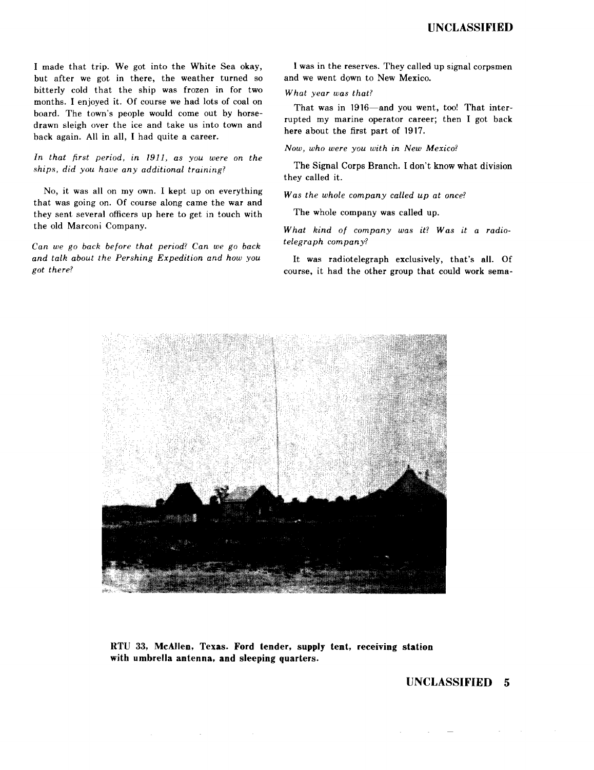I made that trip. We got into the White Sea okay, but after we got in there, the weather turned so bitterly cold that the ship was frozen in for two months. I enjoyed it. Of course we had lots of coal on board. The town's people would come out by horse-drawn sleigh over the ice and take us into town and back again. All in all, I had quite a career.

*In that first period, in 1911, as you were on the ships, did you have any additional training?*

No, it was all on my own. I kept up on everything that was going on. Of course along came the war and they sent several officers up here to get in touch with the old Marconi Company.

*Can we go back before that period? Can we go back and talk about the Pershing Expedition and how you got there?*

I was in the reserves. They called up signal corpsmen and we went down to New Mexico.

*What year was that?*

That was in 1916—and you went, too! That interrupted my marine operator career; then I got back here about the first part of 1917.

*Now, who were you with in New Mexico?*

The Signal Corps Branch. I don't know what division they called it.

*Was the whole company called up at once?*

The whole company was called up.

*What kind of company was it? Was it a radiotelegraph company?*

It was radiotelegraph exclusively, that's all. Of course, it had the other group that could work sema-

**RTU 33, McAllen, Texas. Ford tender, supply tent, receiving station with umbrella antenna, and sleeping quarters.**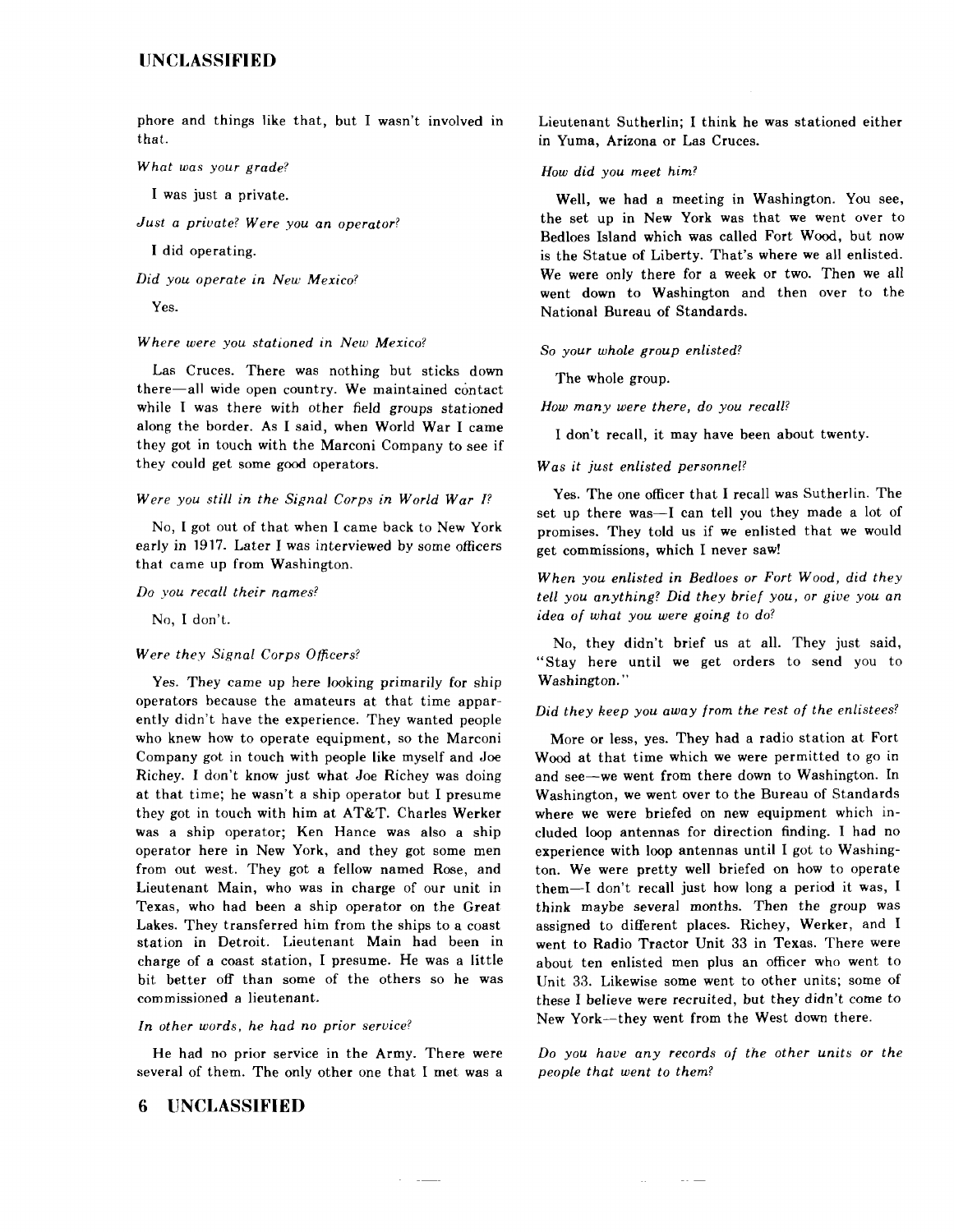phore and things like that, but I wasn't involved in that.

*What was your grade?*

I was just a private.

*Just a private? Were you an operator?*

I did operating.

*Did you operate in New Mexico?*

Yes.

*Where were you stationed in New Mexico?*

Las Cruces. There was nothing but sticks down there—all wide open country. We maintained contact while I was there with other field groups stationed along the border. As I said, when World War I came they got in touch with the Marconi Company to see if they could get some good operators.

*Were you still in the Signal Corps in World War I?*

No, I got out of that when I came back to New York early in 1917. Later I was interviewed by some officers that came up from Washington.

*Do you recall their names?*

No, I don't.

*Were they Signal Corps Officers?*

Yes. They came up here looking primarily for ship operators because the amateurs at that time apparently didn't have the experience. They wanted people who knew how to operate equipment, so the Marconi Company got in touch with people like myself and Joe Richey. I don't know just what Joe Richey was doing at that time; he wasn't a ship operator but I presume they got in touch with him at AT&T. Charles Werker was a ship operator; Ken Hance was also a ship operator here in New York, and they got some men from out west. They got a fellow named Rose, and Lieutenant Main, who was in charge of our unit in Texas, who had been a ship operator on the Great Lakes. They transferred him from the ships to a coast station in Detroit. Lieutenant Main had been in charge of a coast station, I presume. He was a little bit better off than some of the others so he was commissioned a lieutenant.

*In other words, he had no prior service?*

He had no prior service in the Army. There were several of them. The only other one that I met was a Lieutenant Sutherlin; I think he was stationed either in Yuma, Arizona or Las Cruces.

*How did you meet him?*

Well, we had a meeting in Washington. You see, the set up in New York was that we went over to Bedloes Island which was called Fort Wood, but now is the Statue of Liberty. That's where we all enlisted. We were only there for a week or two. Then we all went down to Washington and then over to the National Bureau of Standards.

*So your whole group enlisted?*

The whole group.

*How many were there, do you recall?*

I don't recall, it may have been about twenty.

*Was it just enlisted personnel?*

Yes. The one officer that I recall was Sutherlin. The set up there was—I can tell you they made a lot of promises. They told us if we enlisted that we would get commissions, which I never saw!

*When you enlisted in Bedloes or Fort Wood, did they tell you anything? Did they brief you, or give you an idea of what you were going to do?*

No, they didn't brief us at all. They just said, "Stay here until we get orders to send you to Washington."

*Did they keep you away from the rest of the enlistees?*

More or less, yes. They had a radio station at Fort Wood at that time which we were permitted to go in and see—we went from there down to Washington. In Washington, we went over to the Bureau of Standards where we were briefed on new equipment which included loop antennas for direction finding. I had no experience with loop antennas until I got to Washington. We were pretty well briefed on how to operate them—I don't recall just how long a period it was, I think maybe several months. Then the group was assigned to different places. Richey, Werker, and I went to Radio Tractor Unit 33 in Texas. There were about ten enlisted men plus an officer who went to Unit 33. Likewise some went to other units; some of these I believe were recruited, but they didn't come to New York—they went from the West down there.

*Do you have any records of the other units or the people that went to them?*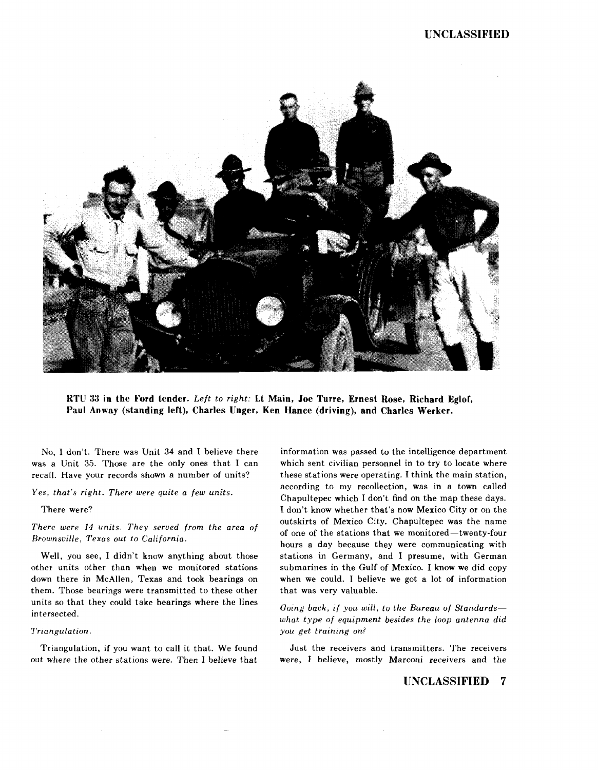**RTU 33 in the Ford tender.** *Left to right:* **Lt Main, Joe Turre, Ernest Rose, Richard Eglof, Paul Anway (standing left), Charles Unger, Ken Hance (driving), and Charles Werker.**

No, I don't. There was Unit 34 and I believe there was a Unit 35. Those are the only ones that I can recall. Have your records shown a number of units?

*Yes, that's right. There were quite a few units.*

There were?

*There were 14 units. They served from the area of Brownsville, Texas out to California.*

Well, you see, I didn't know anything about those other units other than when we monitored stations down there in McAllen, Texas and took bearings on them. Those bearings were transmitted to these other units so that they could take bearings where the lines intersected.

*Triangulation.*

Triangulation, if you want to call it that. We found out where the other stations were. Then I believe that information was passed to the intelligence department which sent civilian personnel in to try to locate where these stations were operating. I think the main station, according to my recollection, was in a town called Chapultepec which I don't find on the map these days. I don't know whether that's now Mexico City or on the outskirts of Mexico City. Chapultepec was the name of one of the stations that we monitored—twenty-four hours a day because they were communicating with stations in Germany, and I presume, with German submarines in the Gulf of Mexico. I know we did copy when we could. I believe we got a lot of information that was very valuable.

*Going back, if you will, to the Bureau of Standards—what type of equipment besides the loop antenna did you get training on?*

Just the receivers and transmitters. The receivers were, I believe, mostly Marconi receivers and the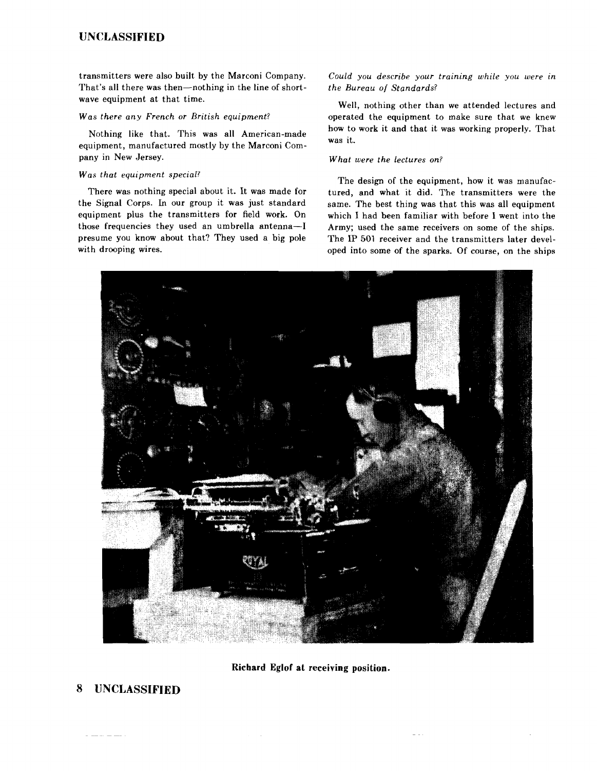transmitters were also built by the Marconi Company. That's all there was then—nothing in the line of shortwave equipment at that time.

*Was there any French or British equipment?*

Nothing like that. This was all American-made equipment, manufactured mostly by the Marconi Company in New Jersey.

*Was that equipment special?*

There was nothing special about it. It was made for the Signal Corps. In our group it was just standard equipment plus the transmitters for field work. On those frequencies they used an umbrella antenna—I presume you know about that? They used a big pole with drooping wires.

*Could you describe your training while you were in the Bureau of Standards?*

Well, nothing other than we attended lectures and operated the equipment to make sure that we knew how to work it and that it was working properly. That was it.

*What were the lectures on?*

The design of the equipment, how it was manufactured, and what it did. The transmitters were the same. The best thing was that this was all equipment which I had been familiar with before I went into the Army; used the same receivers on some of the ships. The IP 501 receiver and the transmitters later developed into some of the sparks. Of course, on the ships

**Richard Eglof at receiving position.**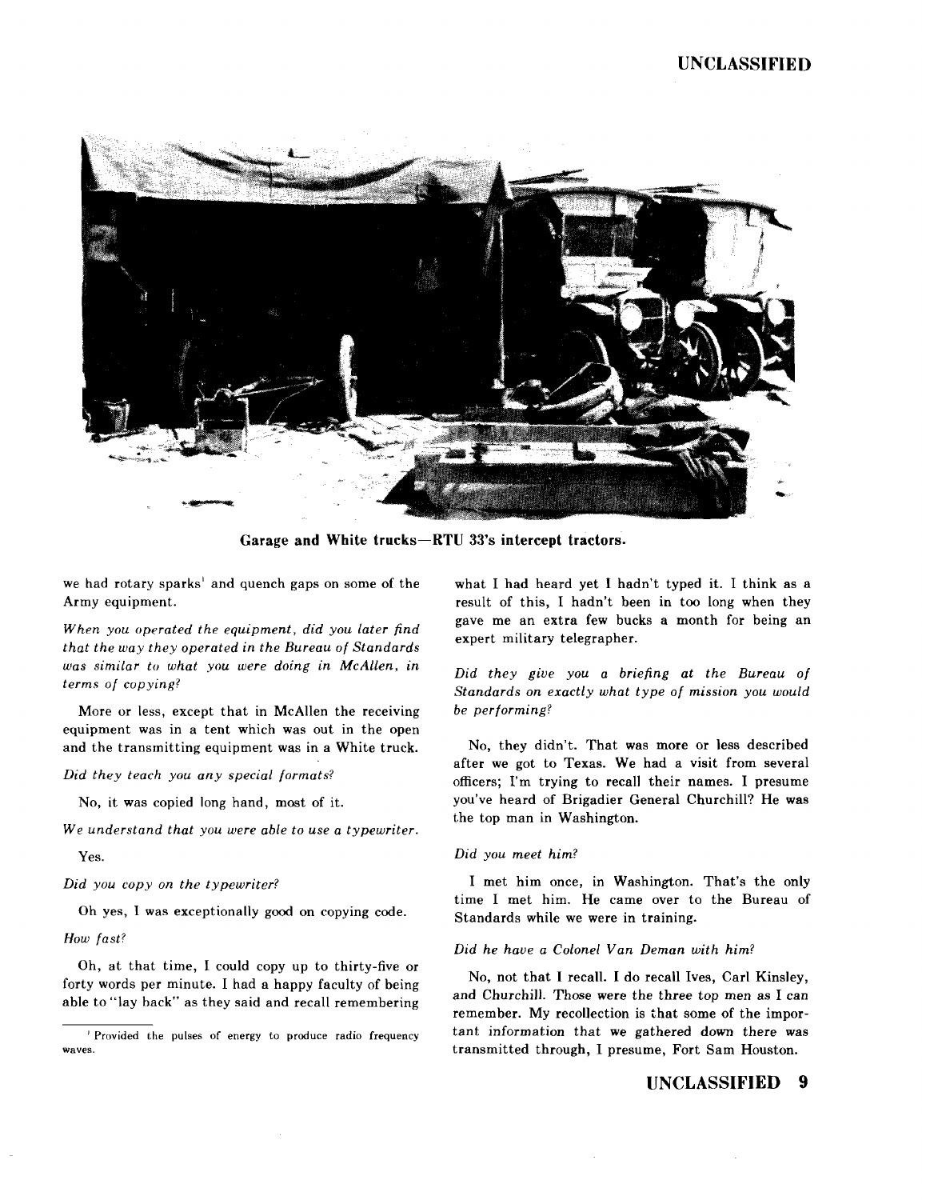Garage and White trucks—RTU 33's intercept tractors.

we had rotary sparks[1] and quench gaps on some of the Army equipment.

*When you operated the equipment, did you later find that the way they operated in the Bureau of Standards was similar to what you were doing in McAllen, in terms of copying?*

More or less, except that in McAllen the receiving equipment was in a tent which was out in the open and the transmitting equipment was in a White truck.

*Did they teach you any special formats?*

No, it was copied long hand, most of it.

*We understand that you were able to use a typewriter.*

Yes.

*Did you copy on the typewriter?*

Oh yes, I was exceptionally good on copying code.

*How fast?*

Oh, at that time, I could copy up to thirty-five or forty words per minute. I had a happy faculty of being able to "lay back" as they said and recall remembering what I had heard yet I hadn't typed it. I think as a result of this, I hadn't been in too long when they gave me an extra few bucks a month for being an expert military telegrapher.

*Did they give you a briefing at the Bureau of Standards on exactly what type of mission you would be performing?*

No, they didn't. That was more or less described after we got to Texas. We had a visit from several officers; I'm trying to recall their names. I presume you've heard of Brigadier General Churchill? He was the top man in Washington.

*Did you meet him?*

I met him once, in Washington. That's the only time I met him. He came over to the Bureau of Standards while we were in training.

*Did he have a Colonel Van Deman with him?*

No, not that I recall. I do recall Ives, Carl Kinsley, and Churchill. Those were the three top men as I can remember. My recollection is that some of the important information that we gathered down there was transmitted through, I presume, Fort Sam Houston.

[1] Provided the pulses of energy to produce radio frequency waves.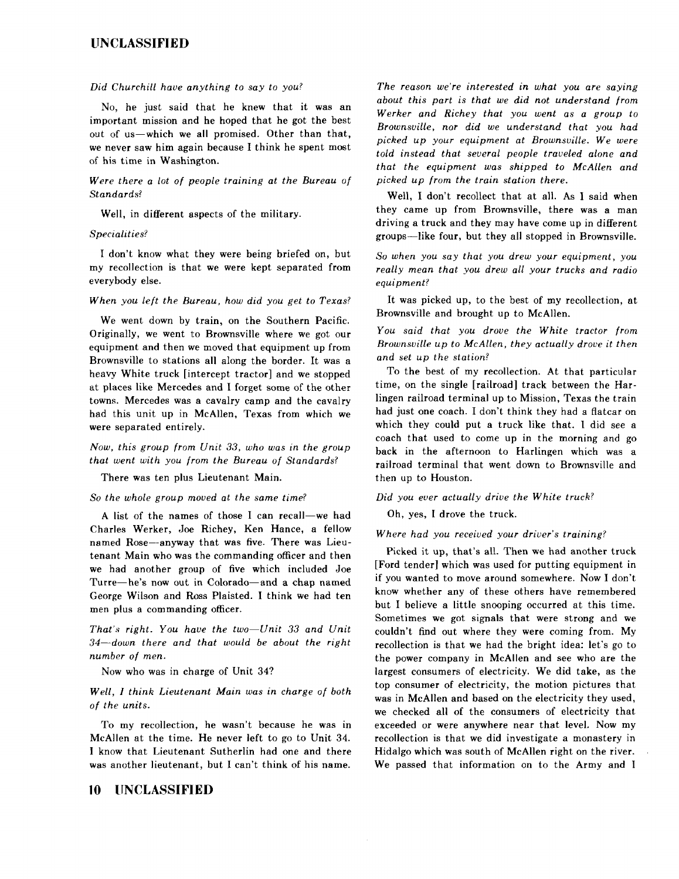*Did Churchill have anything to say to you?*

No, he just said that he knew that it was an important mission and he hoped that he got the best out of us—which we all promised. Other than that, we never saw him again because I think he spent most of his time in Washington.

*Were there a lot of people training at the Bureau of Standards?*

Well, in different aspects of the military.

*Specialities?*

I don't know what they were being briefed on, but my recollection is that we were kept separated from everybody else.

*When you left the Bureau, how did you get to Texas?*

We went down by train, on the Southern Pacific. Originally, we went to Brownsville where we got our equipment and then we moved that equipment up from Brownsville to stations all along the border. It was a heavy White truck [intercept tractor] and we stopped at places like Mercedes and I forget some of the other towns. Mercedes was a cavalry camp and the cavalry had this unit up in McAllen, Texas from which we were separated entirely.

*Now, this group from Unit 33, who was in the group that went with you from the Bureau of Standards?*

There was ten plus Lieutenant Main.

*So the whole group moved at the same time?*

A list of the names of those I can recall—we had Charles Werker, Joe Richey, Ken Hance, a fellow named Rose—anyway that was five. There was Lieutenant Main who was the commanding officer and then we had another group of five which included Joe Turre—he's now out in Colorado—and a chap named George Wilson and Ross Plaisted. I think we had ten men plus a commanding officer.

*That's right. You have the two—Unit 33 and Unit 34—down there and that would be about the right number of men.*

Now who was in charge of Unit 34?

*Well, I think Lieutenant Main was in charge of both of the units.*

To my recollection, he wasn't because he was in McAllen at the time. He never left to go to Unit 34. I know that Lieutenant Sutherlin had one and there was another lieutenant, but I can't think of his name.

*The reason we're interested in what you are saying about this part is that we did not understand from Werker and Richey that you went as a group to Brownsville, nor did we understand that you had picked up your equipment at Brownsville. We were told instead that several people traveled alone and that the equipment was shipped to McAllen and picked up from the train station there.*

Well, I don't recollect that at all. As I said when they came up from Brownsville, there was a man driving a truck and they may have come up in different groups—like four, but they all stopped in Brownsville.

*So when you say that you drew your equipment, you really mean that you drew all your trucks and radio equipment?*

It was picked up, to the best of my recollection, at Brownsville and brought up to McAllen.

*You said that you drove the White tractor from Brownsville up to McAllen, they actually drove it then and set up the station?*

To the best of my recollection. At that particular time, on the single [railroad] track between the Harlingen railroad terminal up to Mission, Texas the train had just one coach. I don't think they had a flatcar on which they could put a truck like that. I did see a coach that used to come up in the morning and go back in the afternoon to Harlingen which was a railroad terminal that went down to Brownsville and then up to Houston.

*Did you ever actually drive the White truck?*

Oh, yes, I drove the truck.

*Where had you received your driver's training?*

Picked it up, that's all. Then we had another truck [Ford tender] which was used for putting equipment in if you wanted to move around somewhere. Now I don't know whether any of these others have remembered but I believe a little snooping occurred at this time. Sometimes we got signals that were strong and we couldn't find out where they were coming from. My recollection is that we had the bright idea: let's go to the power company in McAllen and see who are the largest consumers of electricity. We did take, as the top consumer of electricity, the motion pictures that was in McAllen and based on the electricity they used, we checked all of the consumers of electricity that exceeded or were anywhere near that level. Now my recollection is that we did investigate a monastery in Hidalgo which was south of McAllen right on the river. We passed that information on to the Army and I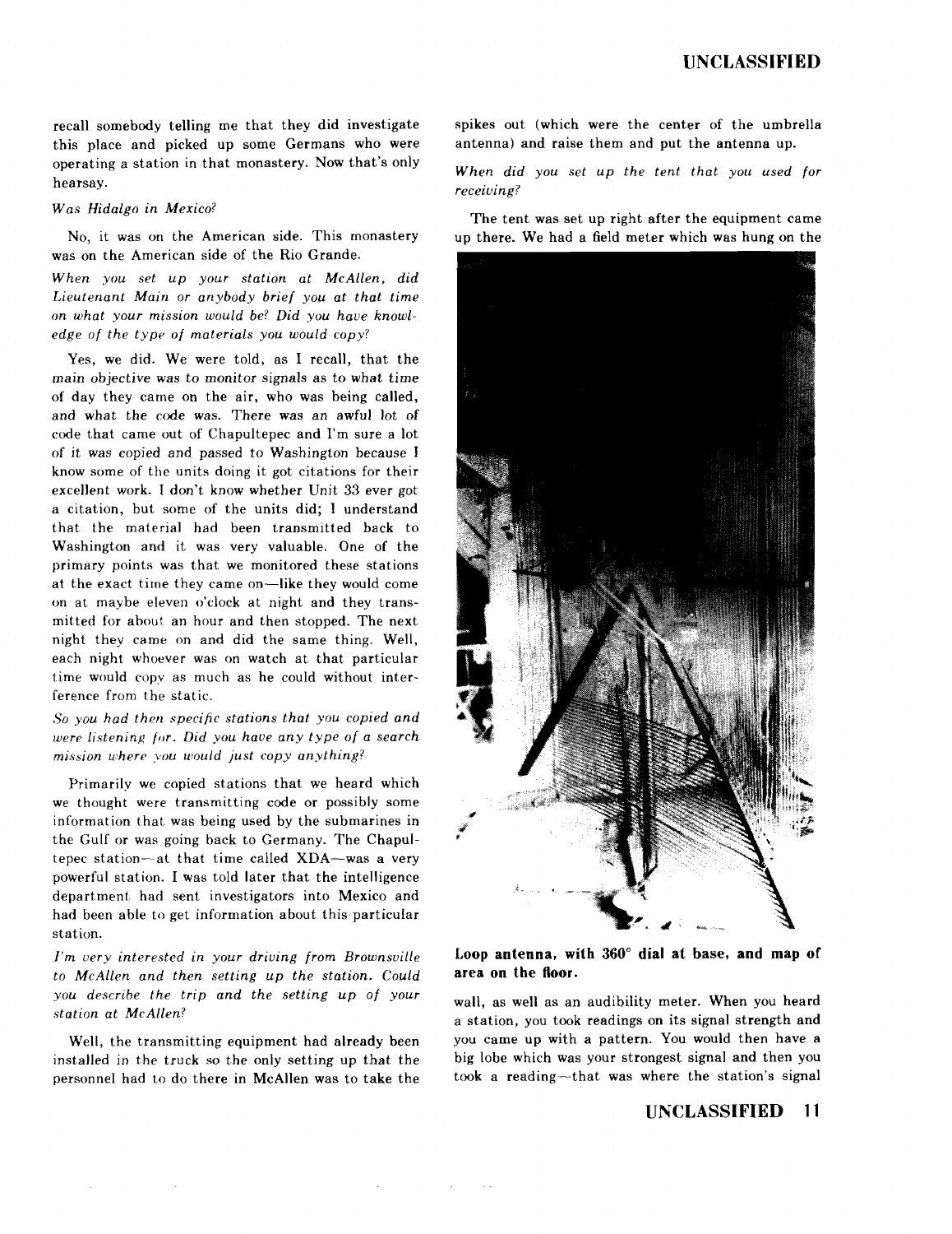recall somebody telling me that they did investigate this place and picked up some Germans who were operating a station in that monastery. Now that's only hearsay.

*Was Hidalgo in Mexico?*

No, it was on the American side. This monastery was on the American side of the Rio Grande.

*When you set up your station at McAllen, did Lieutenant Main or anybody brief you at that time on what your mission would be? Did you have knowledge of the type of materials you would copy?*

Yes, we did. We were told, as I recall, that the main objective was to monitor signals as to what time of day they came on the air, who was being called, and what the code was. There was an awful lot of code that came out of Chapultepec and I'm sure a lot of it was copied and passed to Washington because I know some of the units doing it got citations for their excellent work. I don't know whether Unit 33 ever got a citation, but some of the units did; I understand that the material had been transmitted back to Washington and it was very valuable. One of the primary points was that we monitored these stations at the exact time they came on—like they would come on at maybe eleven o'clock at night and they transmitted for about an hour and then stopped. The next night they came on and did the same thing. Well, each night whoever was on watch at that particular time would copy as much as he could without interference from the static.

*So you had then specific stations that you copied and were listening for. Did you have any type of a search mission where you would just copy anything?*

Primarily we copied stations that we heard which we thought were transmitting code or possibly some information that was being used by the submarines in the Gulf or was going back to Germany. The Chapultepec station—at that time called XDA—was a very powerful station. I was told later that the intelligence department had sent investigators into Mexico and had been able to get information about this particular station.

*I'm very interested in your driving from Brownsville to McAllen and then setting up the station. Could you describe the trip and the setting up of your station at McAllen?*

Well, the transmitting equipment had already been installed in the truck so the only setting up that the personnel had to do there in McAllen was to take the spikes out (which were the center of the umbrella antenna) and raise them and put the antenna up.

*When did you set up the tent that you used for receiving?*

The tent was set up right after the equipment came up there. We had a field meter which was hung on the wall, as well as an audibility meter. When you heard a station, you took readings on its signal strength and you came up with a pattern. You would then have a big lobe which was your strongest signal and then you took a reading—that was where the station's signal

**Loop antenna, with 360° dial at base, and map of area on the floor.**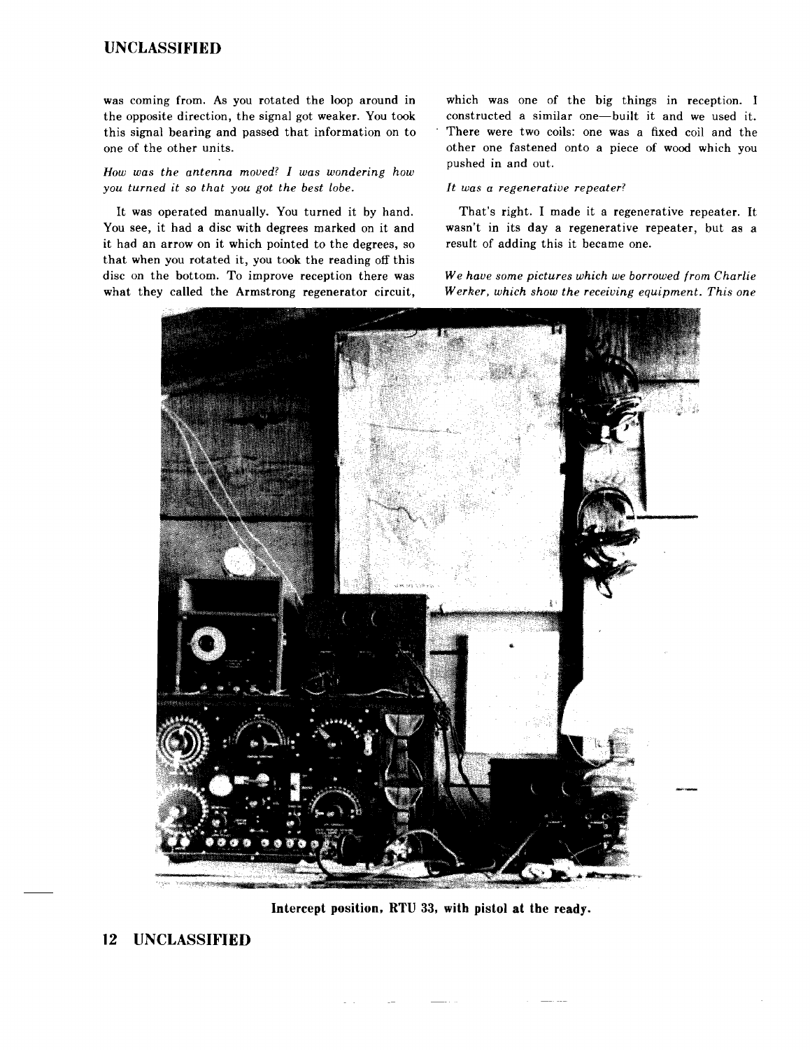was coming from. As you rotated the loop around in the opposite direction, the signal got weaker. You took this signal bearing and passed that information on to one of the other units.

*How was the antenna moved? I was wondering how you turned it so that you got the best lobe.*

It was operated manually. You turned it by hand. You see, it had a disc with degrees marked on it and it had an arrow on it which pointed to the degrees, so that when you rotated it, you took the reading off this disc on the bottom. To improve reception there was what they called the Armstrong regenerator circuit, which was one of the big things in reception. I constructed a similar one—built it and we used it. There were two coils: one was a fixed coil and the other one fastened onto a piece of wood which you pushed in and out.

*It was a regenerative repeater?*

That's right. I made it a regenerative repeater. It wasn't in its day a regenerative repeater, but as a result of adding this it became one.

*We have some pictures which we borrowed from Charlie Werker, which show the receiving equipment. This one*

**Intercept position, RTU 33, with pistol at the ready.**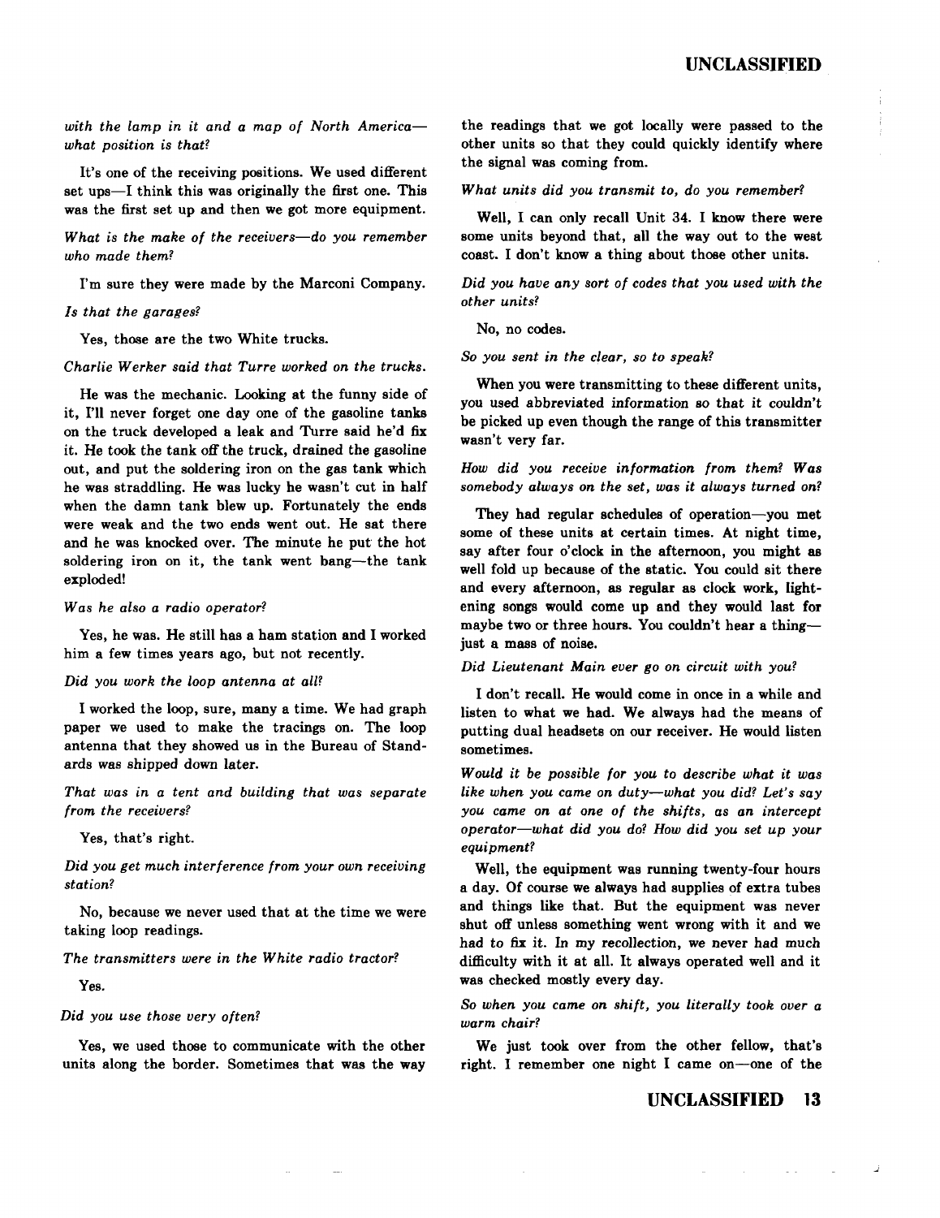*with the lamp in it and a map of North America—what position is that?*

It's one of the receiving positions. We used different set ups—I think this was originally the first one. This was the first set up and then we got more equipment.

*What is the make of the receivers—do you remember who made them?*

I'm sure they were made by the Marconi Company.

*Is that the garages?*

Yes, those are the two White trucks.

*Charlie Werker said that Turre worked on the trucks.*

He was the mechanic. Looking at the funny side of it, I'll never forget one day one of the gasoline tanks on the truck developed a leak and Turre said he'd fix it. He took the tank off the truck, drained the gasoline out, and put the soldering iron on the gas tank which he was straddling. He was lucky he wasn't cut in half when the damn tank blew up. Fortunately the ends were weak and the two ends went out. He sat there and he was knocked over. The minute he put the hot soldering iron on it, the tank went bang—the tank exploded!

*Was he also a radio operator?*

Yes, he was. He still has a ham station and I worked him a few times years ago, but not recently.

*Did you work the loop antenna at all?*

I worked the loop, sure, many a time. We had graph paper we used to make the tracings on. The loop antenna that they showed us in the Bureau of Standards was shipped down later.

*That was in a tent and building that was separate from the receivers?*

Yes, that's right.

*Did you get much interference from your own receiving station?*

No, because we never used that at the time we were taking loop readings.

*The transmitters were in the White radio tractor?*

Yes.

*Did you use those very often?*

Yes, we used those to communicate with the other units along the border. Sometimes that was the way the readings that we got locally were passed to the other units so that they could quickly identify where the signal was coming from.

*What units did you transmit to, do you remember?*

Well, I can only recall Unit 34. I know there were some units beyond that, all the way out to the west coast. I don't know a thing about those other units.

*Did you have any sort of codes that you used with the other units?*

No, no codes.

*So you sent in the clear, so to speak?*

When you were transmitting to these different units, you used abbreviated information so that it couldn't be picked up even though the range of this transmitter wasn't very far.

*How did you receive information from them? Was somebody always on the set, was it always turned on?*

They had regular schedules of operation—you met some of these units at certain times. At night time, say after four o'clock in the afternoon, you might as well fold up because of the static. You could sit there and every afternoon, as regular as clock work, lightening songs would come up and they would last for maybe two or three hours. You couldn't hear a thing—just a mass of noise.

*Did Lieutenant Main ever go on circuit with you?*

I don't recall. He would come in once in a while and listen to what we had. We always had the means of putting dual headsets on our receiver. He would listen sometimes.

*Would it be possible for you to describe what it was like when you came on duty—what you did? Let's say you came on at one of the shifts, as an intercept operator—what did you do? How did you set up your equipment?*

Well, the equipment was running twenty-four hours a day. Of course we always had supplies of extra tubes and things like that. But the equipment was never shut off unless something went wrong with it and we had to fix it. In my recollection, we never had much difficulty with it at all. It always operated well and it was checked mostly every day.

*So when you came on shift, you literally took over a warm chair?*

We just took over from the other fellow, that's right. I remember one night I came on—one of the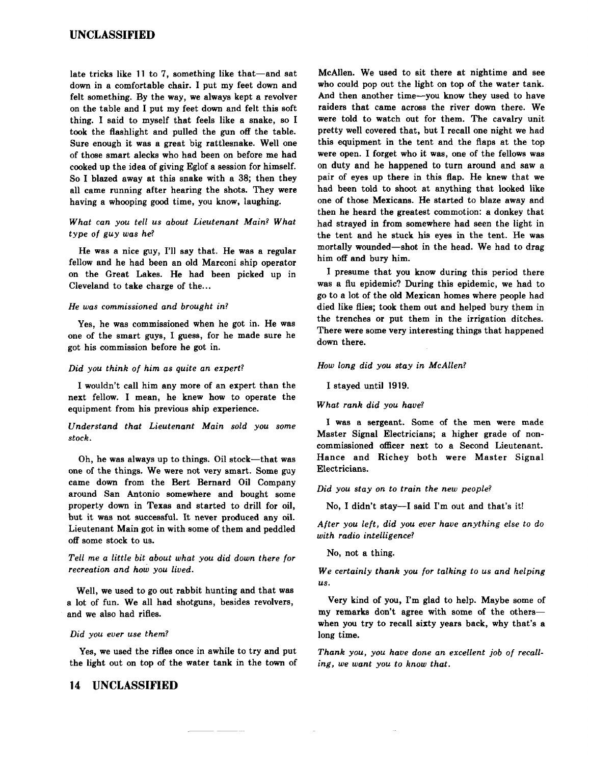late tricks like 11 to 7, something like that—and sat down in a comfortable chair. I put my feet down and felt something. By the way, we always kept a revolver on the table and I put my feet down and felt this soft thing. I said to myself that feels like a snake, so I took the flashlight and pulled the gun off the table. Sure enough it was a great big rattlesnake. Well one of those smart alecks who had been on before me had cooked up the idea of giving Eglof a session for himself. So I blazed away at this snake with a 38; then they all came running after hearing the shots. They were having a whooping good time, you know, laughing.

*What can you tell us about Lieutenant Main? What type of guy was he?*

He was a nice guy, I'll say that. He was a regular fellow and he had been an old Marconi ship operator on the Great Lakes. He had been picked up in Cleveland to take charge of the...

*He was commissioned and brought in?*

Yes, he was commissioned when he got in. He was one of the smart guys, I guess, for he made sure he got his commission before he got in.

*Did you think of him as quite an expert?*

I wouldn't call him any more of an expert than the next fellow. I mean, he knew how to operate the equipment from his previous ship experience.

*Understand that Lieutenant Main sold you some stock.*

Oh, he was always up to things. Oil stock—that was one of the things. We were not very smart. Some guy came down from the Bert Bernard Oil Company around San Antonio somewhere and bought some property down in Texas and started to drill for oil, but it was not successful. It never produced any oil. Lieutenant Main got in with some of them and peddled off some stock to us.

*Tell me a little bit about what you did down there for recreation and how you lived.*

Well, we used to go out rabbit hunting and that was a lot of fun. We all had shotguns, besides revolvers, and we also had rifles.

*Did you ever use them?*

Yes, we used the rifles once in awhile to try and put the light out on top of the water tank in the town of McAllen. We used to sit there at nighttime and see who could pop out the light on top of the water tank. And then another time—you know they used to have raiders that came across the river down there. We were told to watch out for them. The cavalry unit pretty well covered that, but I recall one night we had this equipment in the tent and the flaps at the top were open. I forget who it was, one of the fellows was on duty and he happened to turn around and saw a pair of eyes up there in this flap. He knew that we had been told to shoot at anything that looked like one of those Mexicans. He started to blaze away and then he heard the greatest commotion: a donkey that had strayed in from somewhere had seen the light in the tent and he stuck his eyes in the tent. He was mortally wounded—shot in the head. We had to drag him off and bury him.

I presume that you know during this period there was a flu epidemic? During this epidemic, we had to go to a lot of the old Mexican homes where people had died like flies; took them out and helped bury them in the trenches or put them in the irrigation ditches. There were some very interesting things that happened down there.

*How long did you stay in McAllen?*

I stayed until 1919.

*What rank did you have?*

I was a sergeant. Some of the men were made Master Signal Electricians; a higher grade of non-commissioned officer next to a Second Lieutenant. Hance and Richey both were Master Signal Electricians.

*Did you stay on to train the new people?*

No, I didn't stay—I said I'm out and that's it!

*After you left, did you ever have anything else to do with radio intelligence?*

No, not a thing.

*We certainly thank you for talking to us and helping us.*

Very kind of you, I'm glad to help. Maybe some of my remarks don't agree with some of the others—when you try to recall sixty years back, why that's a long time.

*Thank you, you have done an excellent job of recalling, we want you to know that.*